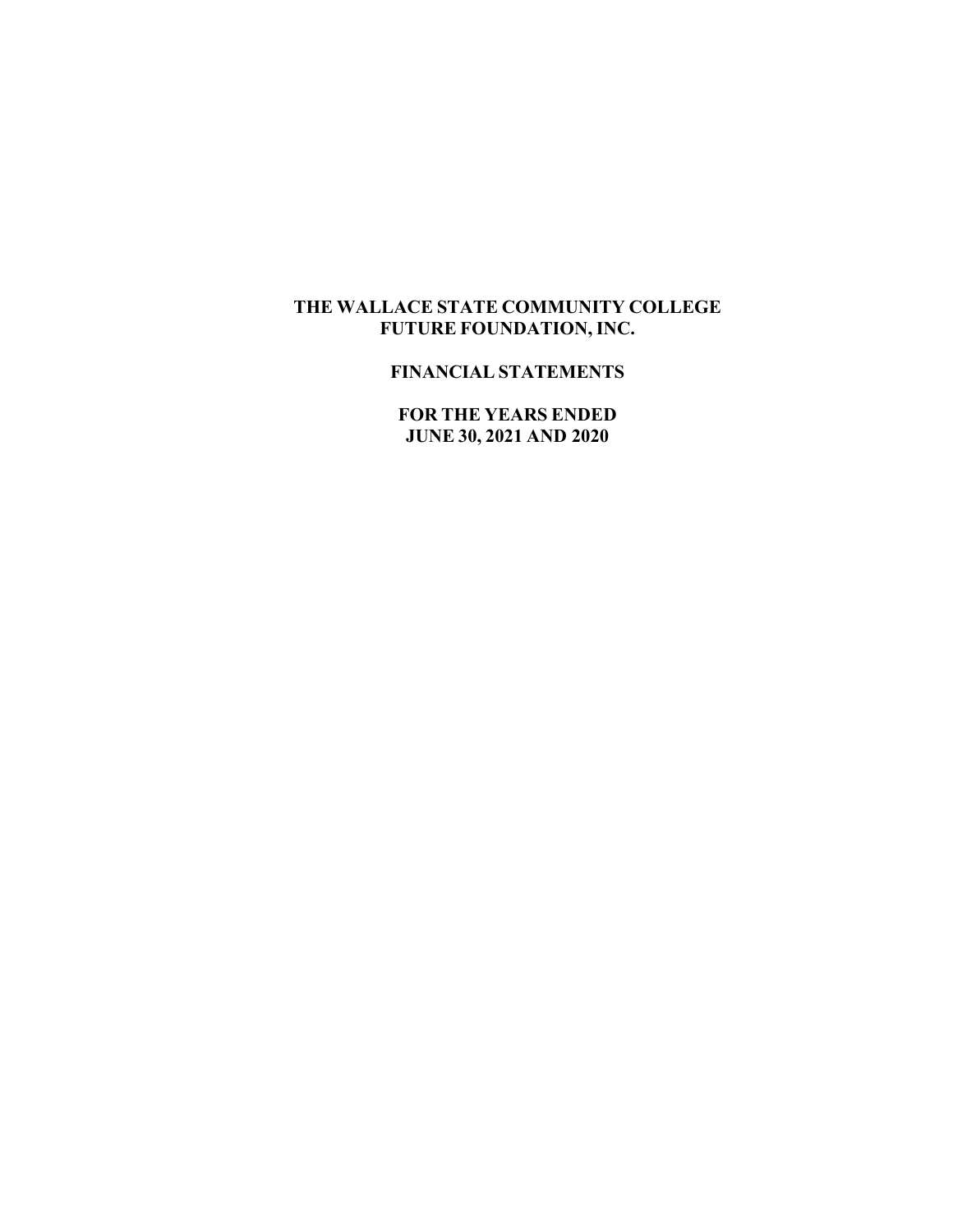# THE WALLACE STATE COMMUNITY COLLEGE FUTURE FOUNDATION, INC.

## FINANCIAL STATEMENTS

## FOR THE YEARS ENDED JUNE 30, 2021 AND 2020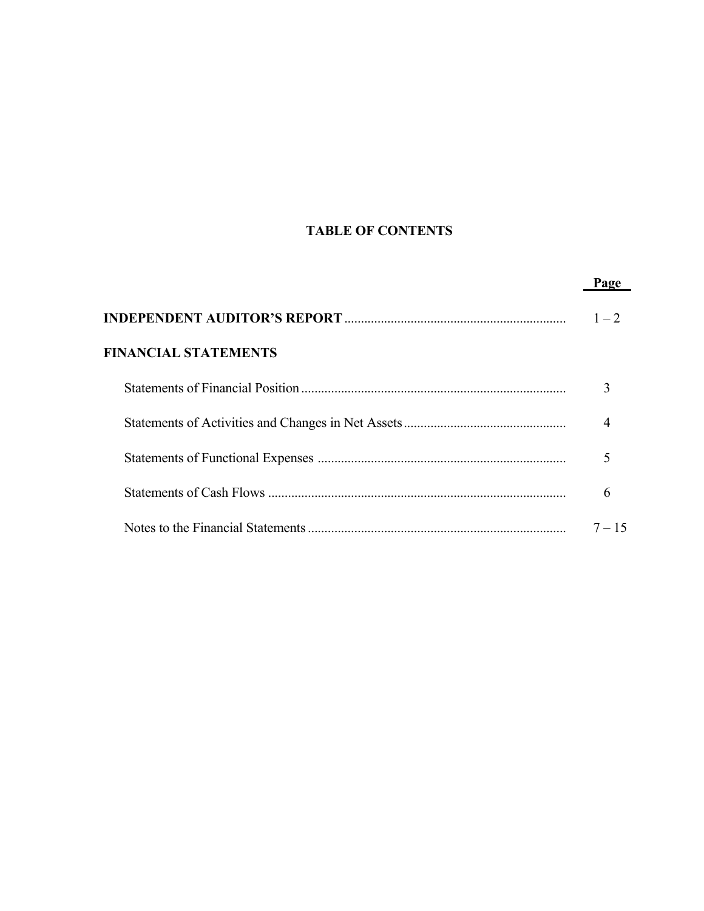# TABLE OF CONTENTS

| | Page |
|---|---|
| **INDEPENDENT AUDITOR'S REPORT** | 1 – 2 |
| **FINANCIAL STATEMENTS** | |
| Statements of Financial Position | 3 |
| Statements of Activities and Changes in Net Assets | 4 |
| Statements of Functional Expenses | 5 |
| Statements of Cash Flows | 6 |
| Notes to the Financial Statements | 7 – 15 |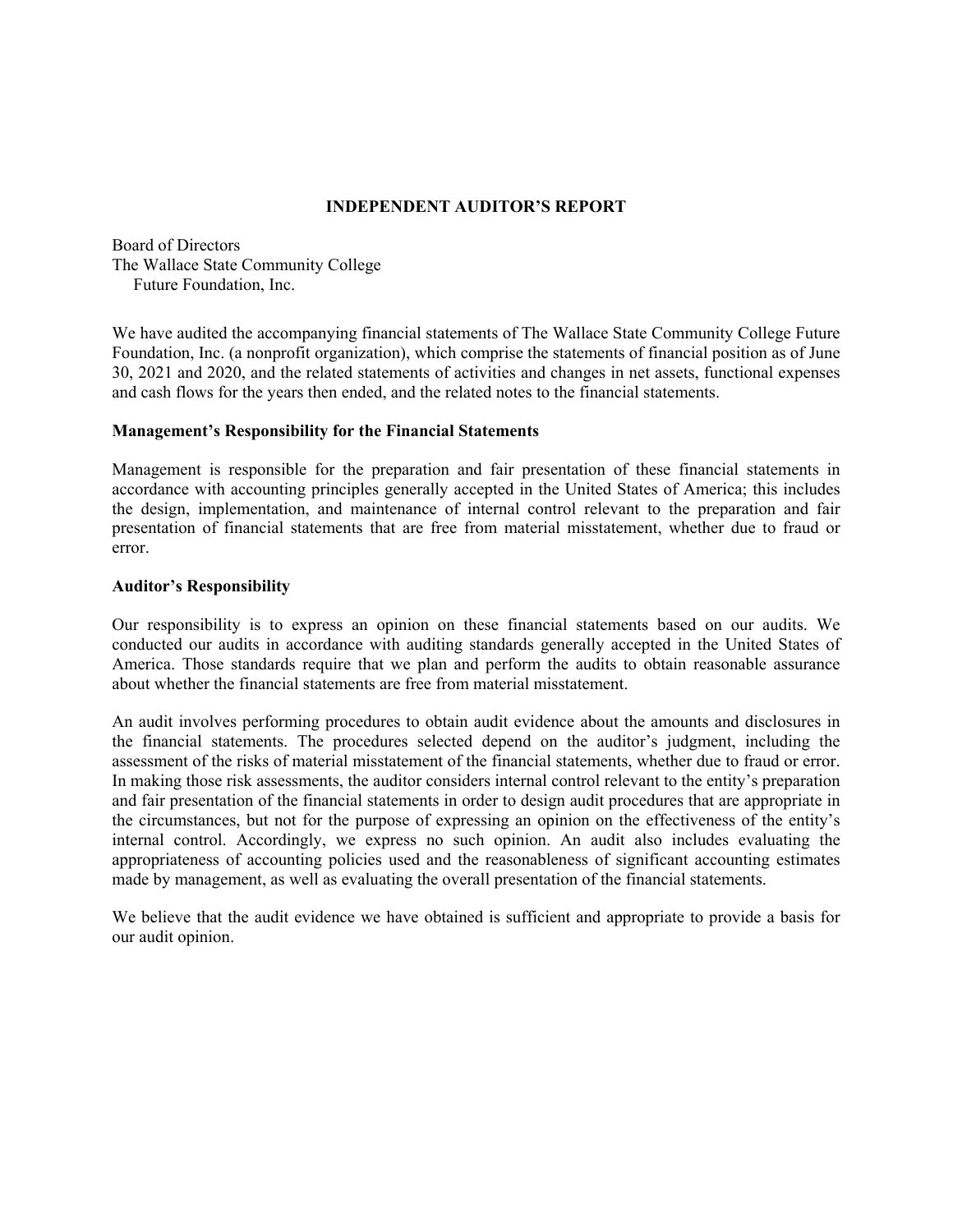# INDEPENDENT AUDITOR'S REPORT

Board of Directors
The Wallace State Community College
Future Foundation, Inc.

We have audited the accompanying financial statements of The Wallace State Community College Future Foundation, Inc. (a nonprofit organization), which comprise the statements of financial position as of June 30, 2021 and 2020, and the related statements of activities and changes in net assets, functional expenses and cash flows for the years then ended, and the related notes to the financial statements.

**Management's Responsibility for the Financial Statements**

Management is responsible for the preparation and fair presentation of these financial statements in accordance with accounting principles generally accepted in the United States of America; this includes the design, implementation, and maintenance of internal control relevant to the preparation and fair presentation of financial statements that are free from material misstatement, whether due to fraud or error.

**Auditor's Responsibility**

Our responsibility is to express an opinion on these financial statements based on our audits. We conducted our audits in accordance with auditing standards generally accepted in the United States of America. Those standards require that we plan and perform the audits to obtain reasonable assurance about whether the financial statements are free from material misstatement.

An audit involves performing procedures to obtain audit evidence about the amounts and disclosures in the financial statements. The procedures selected depend on the auditor's judgment, including the assessment of the risks of material misstatement of the financial statements, whether due to fraud or error. In making those risk assessments, the auditor considers internal control relevant to the entity's preparation and fair presentation of the financial statements in order to design audit procedures that are appropriate in the circumstances, but not for the purpose of expressing an opinion on the effectiveness of the entity's internal control. Accordingly, we express no such opinion. An audit also includes evaluating the appropriateness of accounting policies used and the reasonableness of significant accounting estimates made by management, as well as evaluating the overall presentation of the financial statements.

We believe that the audit evidence we have obtained is sufficient and appropriate to provide a basis for our audit opinion.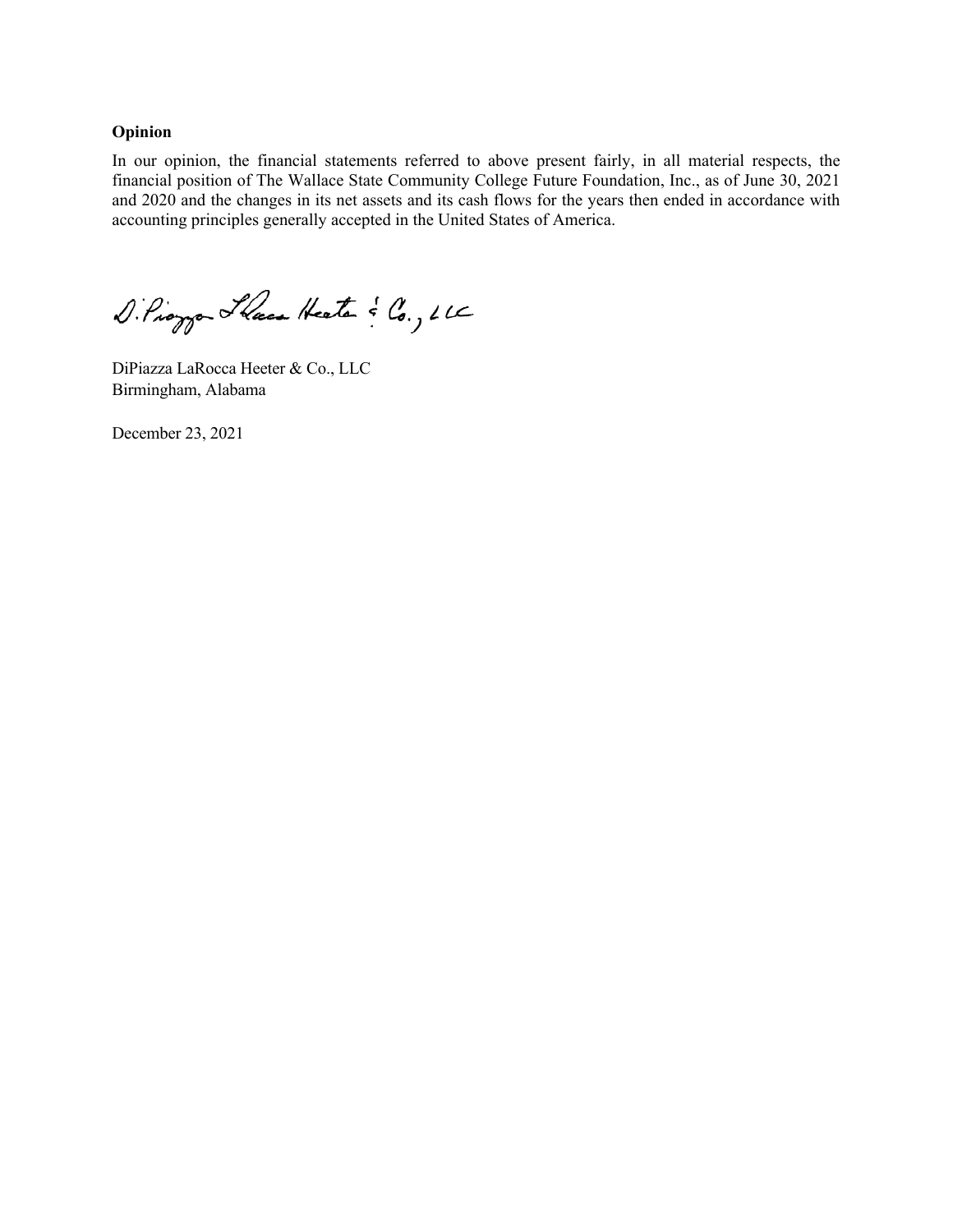### Opinion

In our opinion, the financial statements referred to above present fairly, in all material respects, the financial position of The Wallace State Community College Future Foundation, Inc., as of June 30, 2021 and 2020 and the changes in its net assets and its cash flows for the years then ended in accordance with accounting principles generally accepted in the United States of America.

DiPiazza LaRocca Heeter & Co., LLC

DiPiazza LaRocca Heeter & Co., LLC
Birmingham, Alabama

December 23, 2021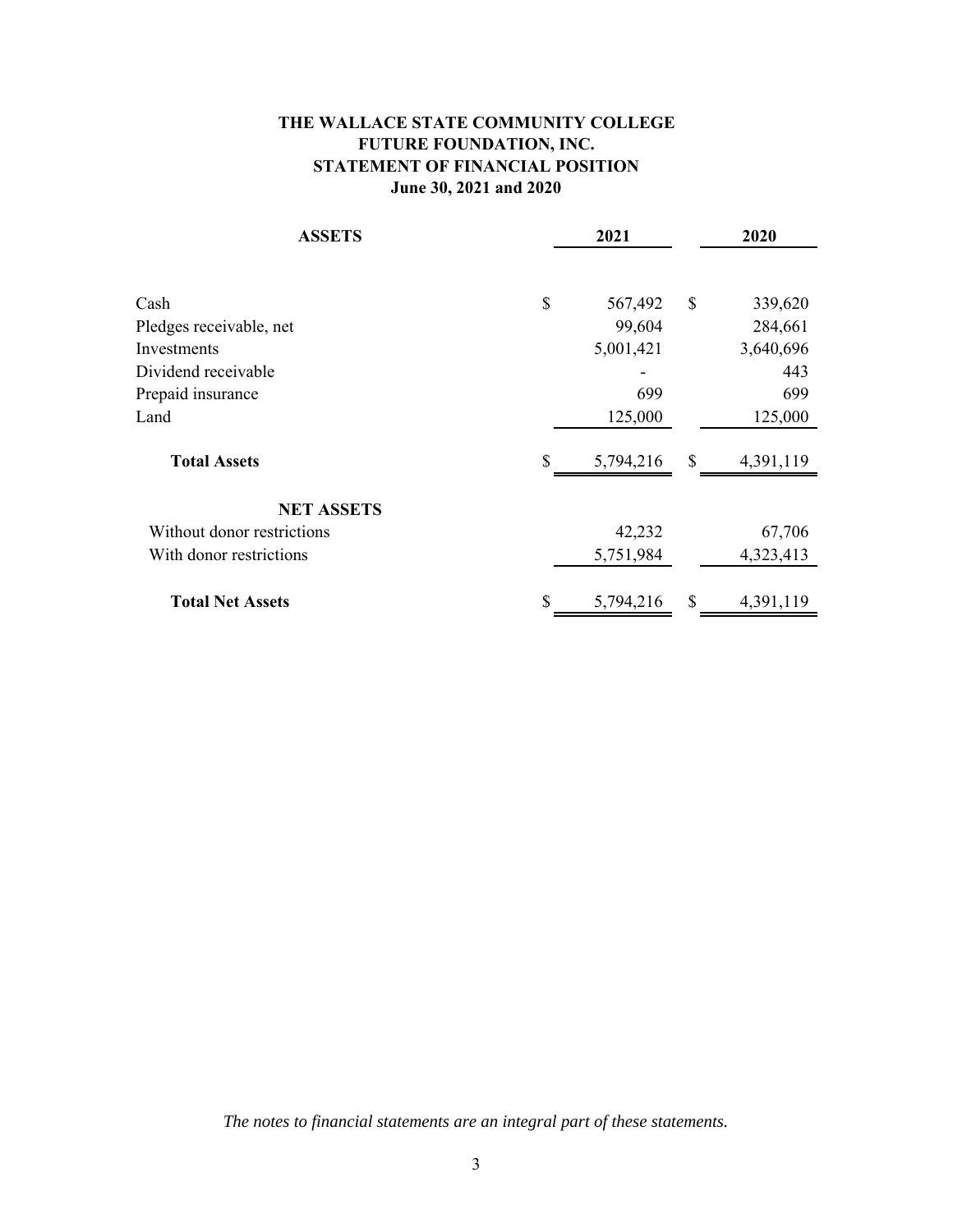# THE WALLACE STATE COMMUNITY COLLEGE
# FUTURE FOUNDATION, INC.
## STATEMENT OF FINANCIAL POSITION
### June 30, 2021 and 2020

| ASSETS | 2021 | 2020 |
|---|---|---|
| Cash | $ 567,492 | $ 339,620 |
| Pledges receivable, net | 99,604 | 284,661 |
| Investments | 5,001,421 | 3,640,696 |
| Dividend receivable | - | 443 |
| Prepaid insurance | 699 | 699 |
| Land | 125,000 | 125,000 |
| **Total Assets** | $ 5,794,216 | $ 4,391,119 |
| **NET ASSETS** | | |
| Without donor restrictions | 42,232 | 67,706 |
| With donor restrictions | 5,751,984 | 4,323,413 |
| **Total Net Assets** | $ 5,794,216 | $ 4,391,119 |

*The notes to financial statements are an integral part of these statements.*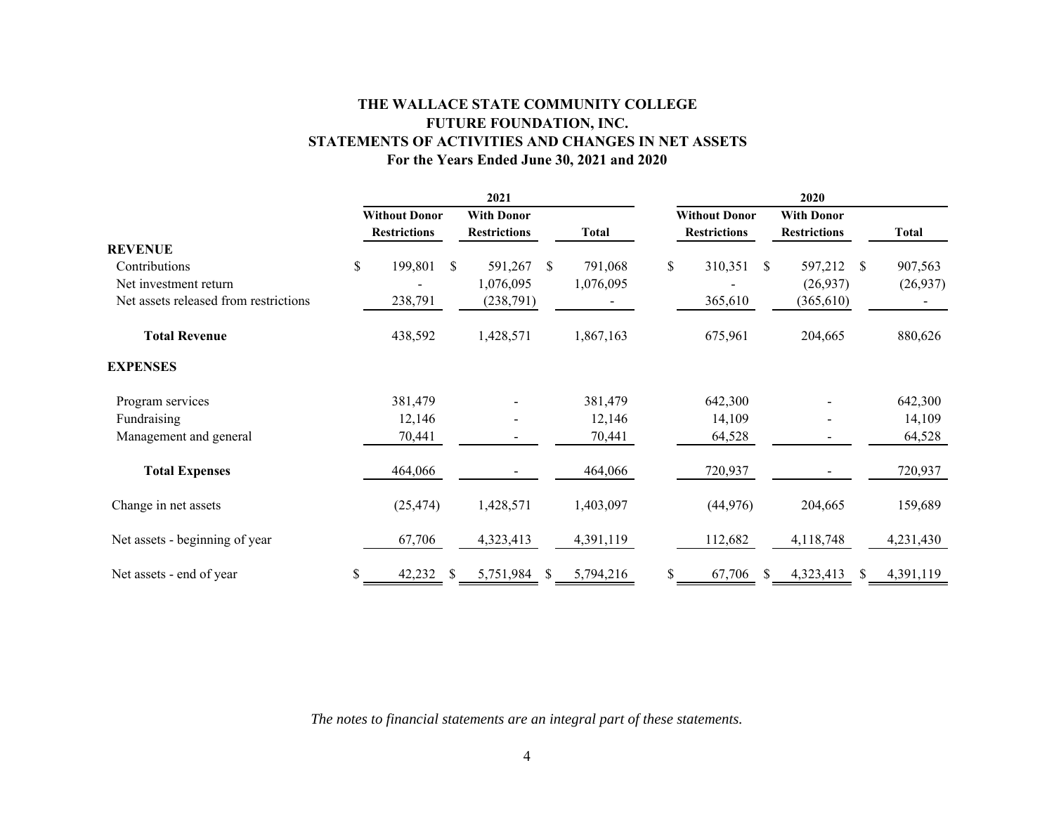# THE WALLACE STATE COMMUNITY COLLEGE FUTURE FOUNDATION, INC.

## STATEMENTS OF ACTIVITIES AND CHANGES IN NET ASSETS

### For the Years Ended June 30, 2021 and 2020

| | 2021 | | | 2020 | | |
|---|---|---|---|---|---|---|
| | Without Donor Restrictions | With Donor Restrictions | Total | Without Donor Restrictions | With Donor Restrictions | Total |
| **REVENUE** | | | | | | |
| Contributions | $ 199,801 | $ 591,267 | $ 791,068 | $ 310,351 | $ 597,212 | $ 907,563 |
| Net investment return | - | 1,076,095 | 1,076,095 | - | (26,937) | (26,937) |
| Net assets released from restrictions | 238,791 | (238,791) | - | 365,610 | (365,610) | - |
| **Total Revenue** | 438,592 | 1,428,571 | 1,867,163 | 675,961 | 204,665 | 880,626 |
| **EXPENSES** | | | | | | |
| Program services | 381,479 | - | 381,479 | 642,300 | - | 642,300 |
| Fundraising | 12,146 | - | 12,146 | 14,109 | - | 14,109 |
| Management and general | 70,441 | - | 70,441 | 64,528 | - | 64,528 |
| **Total Expenses** | 464,066 | - | 464,066 | 720,937 | - | 720,937 |
| Change in net assets | (25,474) | 1,428,571 | 1,403,097 | (44,976) | 204,665 | 159,689 |
| Net assets - beginning of year | 67,706 | 4,323,413 | 4,391,119 | 112,682 | 4,118,748 | 4,231,430 |
| Net assets - end of year | $ 42,232 | $ 5,751,984 | $ 5,794,216 | $ 67,706 | $ 4,323,413 | $ 4,391,119 |

*The notes to financial statements are an integral part of these statements.*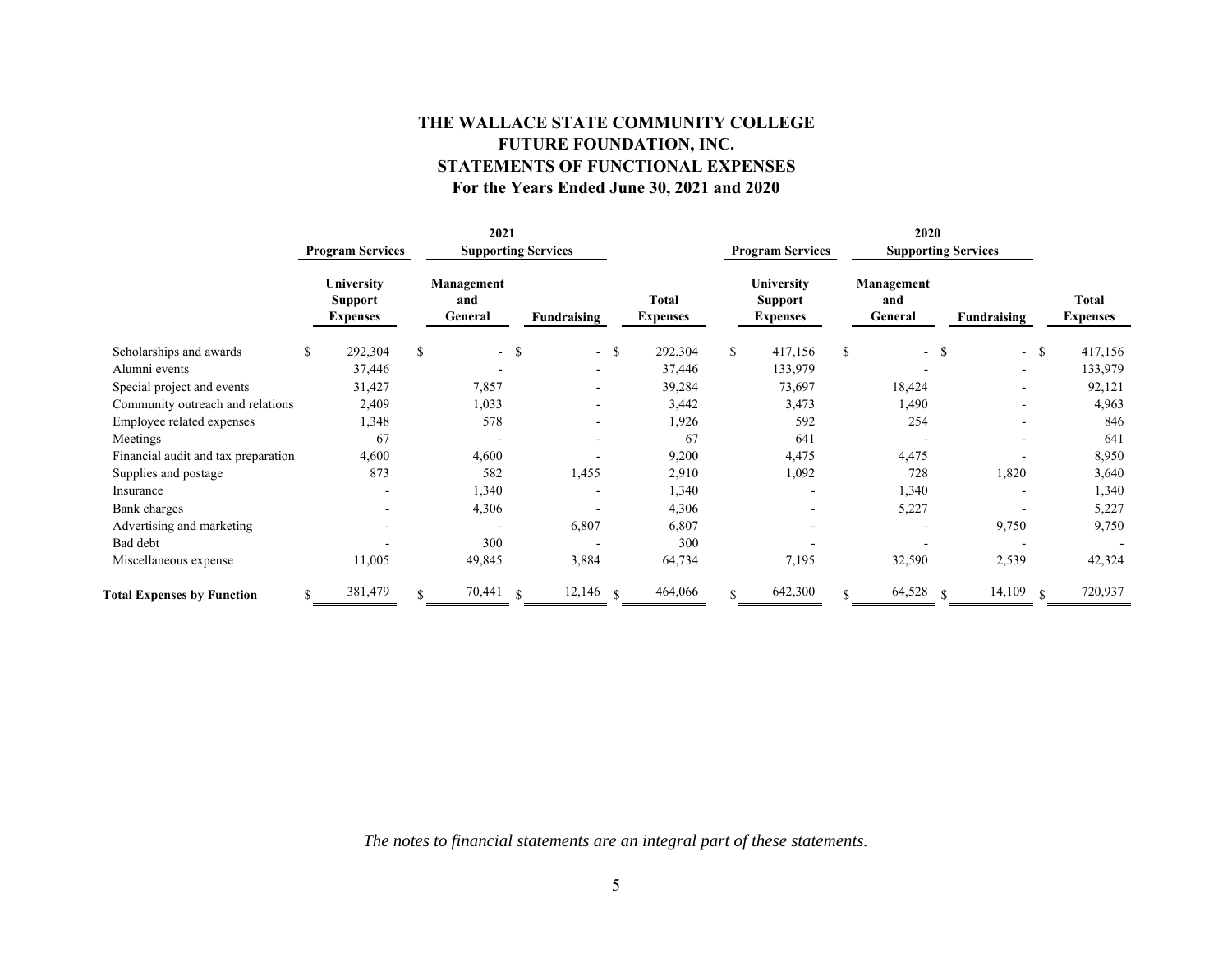# THE WALLACE STATE COMMUNITY COLLEGE FUTURE FOUNDATION, INC.
## STATEMENTS OF FUNCTIONAL EXPENSES
### For the Years Ended June 30, 2021 and 2020

| | 2021 | | | | 2020 | | | |
|---|---|---|---|---|---|---|---|---|
| | Program Services | Supporting Services | | | Program Services | Supporting Services | | |
| | University Support Expenses | Management and General | Fundraising | Total Expenses | University Support Expenses | Management and General | Fundraising | Total Expenses |
| Scholarships and awards | $ 292,304 | $ - | $ - | $ 292,304 | $ 417,156 | $ - | $ - | $ 417,156 |
| Alumni events | 37,446 | - | - | 37,446 | 133,979 | - | - | 133,979 |
| Special project and events | 31,427 | 7,857 | - | 39,284 | 73,697 | 18,424 | - | 92,121 |
| Community outreach and relations | 2,409 | 1,033 | - | 3,442 | 3,473 | 1,490 | - | 4,963 |
| Employee related expenses | 1,348 | 578 | - | 1,926 | 592 | 254 | - | 846 |
| Meetings | 67 | - | - | 67 | 641 | - | - | 641 |
| Financial audit and tax preparation | 4,600 | 4,600 | - | 9,200 | 4,475 | 4,475 | - | 8,950 |
| Supplies and postage | 873 | 582 | 1,455 | 2,910 | 1,092 | 728 | 1,820 | 3,640 |
| Insurance | - | 1,340 | - | 1,340 | - | 1,340 | - | 1,340 |
| Bank charges | - | 4,306 | - | 4,306 | - | 5,227 | - | 5,227 |
| Advertising and marketing | - | - | 6,807 | 6,807 | - | - | 9,750 | 9,750 |
| Bad debt | - | 300 | - | 300 | - | - | - | - |
| Miscellaneous expense | 11,005 | 49,845 | 3,884 | 64,734 | 7,195 | 32,590 | 2,539 | 42,324 |
| **Total Expenses by Function** | $ 381,479 | $ 70,441 | $ 12,146 | $ 464,066 | $ 642,300 | $ 64,528 | $ 14,109 | $ 720,937 |

*The notes to financial statements are an integral part of these statements.*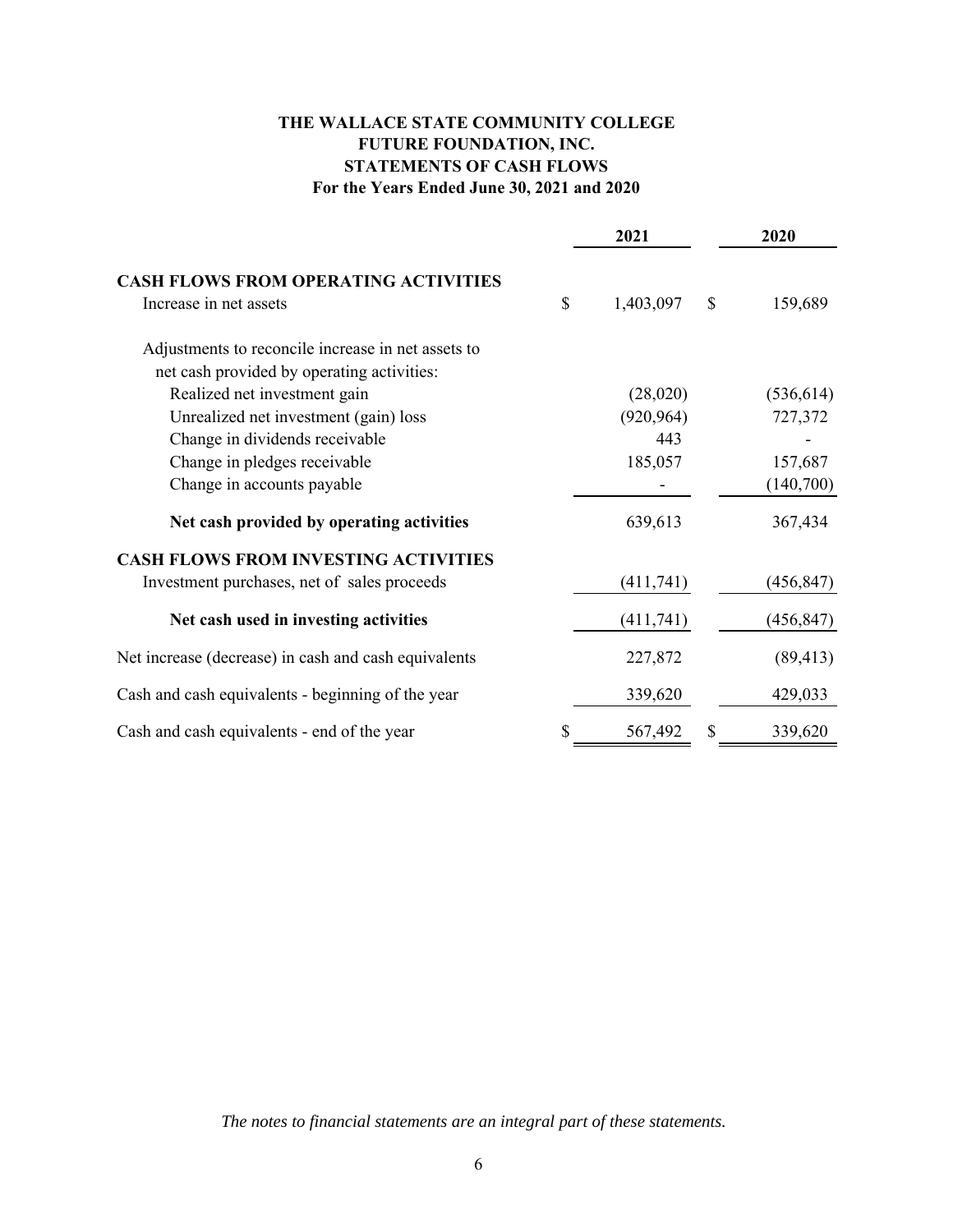# THE WALLACE STATE COMMUNITY COLLEGE
# FUTURE FOUNDATION, INC.
## STATEMENTS OF CASH FLOWS
### For the Years Ended June 30, 2021 and 2020

| | 2021 | 2020 |
|---|---|---|
| **CASH FLOWS FROM OPERATING ACTIVITIES** | | |
| Increase in net assets | $ 1,403,097 | $ 159,689 |
| Adjustments to reconcile increase in net assets to net cash provided by operating activities: | | |
| Realized net investment gain | (28,020) | (536,614) |
| Unrealized net investment (gain) loss | (920,964) | 727,372 |
| Change in dividends receivable | 443 | - |
| Change in pledges receivable | 185,057 | 157,687 |
| Change in accounts payable | - | (140,700) |
| **Net cash provided by operating activities** | 639,613 | 367,434 |
| **CASH FLOWS FROM INVESTING ACTIVITIES** | | |
| Investment purchases, net of sales proceeds | (411,741) | (456,847) |
| **Net cash used in investing activities** | (411,741) | (456,847) |
| Net increase (decrease) in cash and cash equivalents | 227,872 | (89,413) |
| Cash and cash equivalents - beginning of the year | 339,620 | 429,033 |
| Cash and cash equivalents - end of the year | $ 567,492 | $ 339,620 |

*The notes to financial statements are an integral part of these statements.*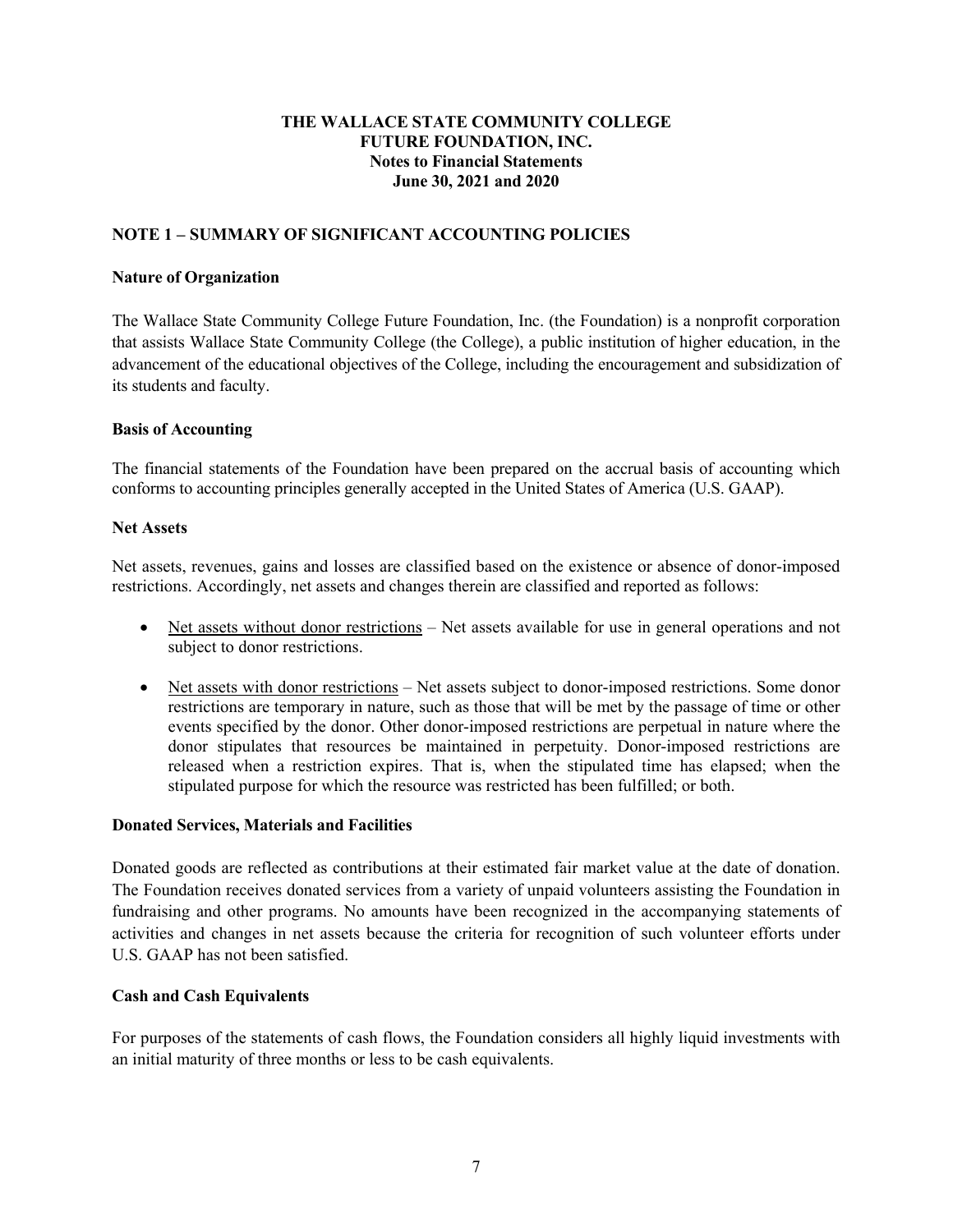**THE WALLACE STATE COMMUNITY COLLEGE FUTURE FOUNDATION, INC.**
**Notes to Financial Statements**
**June 30, 2021 and 2020**

## NOTE 1 – SUMMARY OF SIGNIFICANT ACCOUNTING POLICIES

### Nature of Organization

The Wallace State Community College Future Foundation, Inc. (the Foundation) is a nonprofit corporation that assists Wallace State Community College (the College), a public institution of higher education, in the advancement of the educational objectives of the College, including the encouragement and subsidization of its students and faculty.

### Basis of Accounting

The financial statements of the Foundation have been prepared on the accrual basis of accounting which conforms to accounting principles generally accepted in the United States of America (U.S. GAAP).

### Net Assets

Net assets, revenues, gains and losses are classified based on the existence or absence of donor-imposed restrictions. Accordingly, net assets and changes therein are classified and reported as follows:

- Net assets without donor restrictions – Net assets available for use in general operations and not subject to donor restrictions.
- Net assets with donor restrictions – Net assets subject to donor-imposed restrictions. Some donor restrictions are temporary in nature, such as those that will be met by the passage of time or other events specified by the donor. Other donor-imposed restrictions are perpetual in nature where the donor stipulates that resources be maintained in perpetuity. Donor-imposed restrictions are released when a restriction expires. That is, when the stipulated time has elapsed; when the stipulated purpose for which the resource was restricted has been fulfilled; or both.

### Donated Services, Materials and Facilities

Donated goods are reflected as contributions at their estimated fair market value at the date of donation. The Foundation receives donated services from a variety of unpaid volunteers assisting the Foundation in fundraising and other programs. No amounts have been recognized in the accompanying statements of activities and changes in net assets because the criteria for recognition of such volunteer efforts under U.S. GAAP has not been satisfied.

### Cash and Cash Equivalents

For purposes of the statements of cash flows, the Foundation considers all highly liquid investments with an initial maturity of three months or less to be cash equivalents.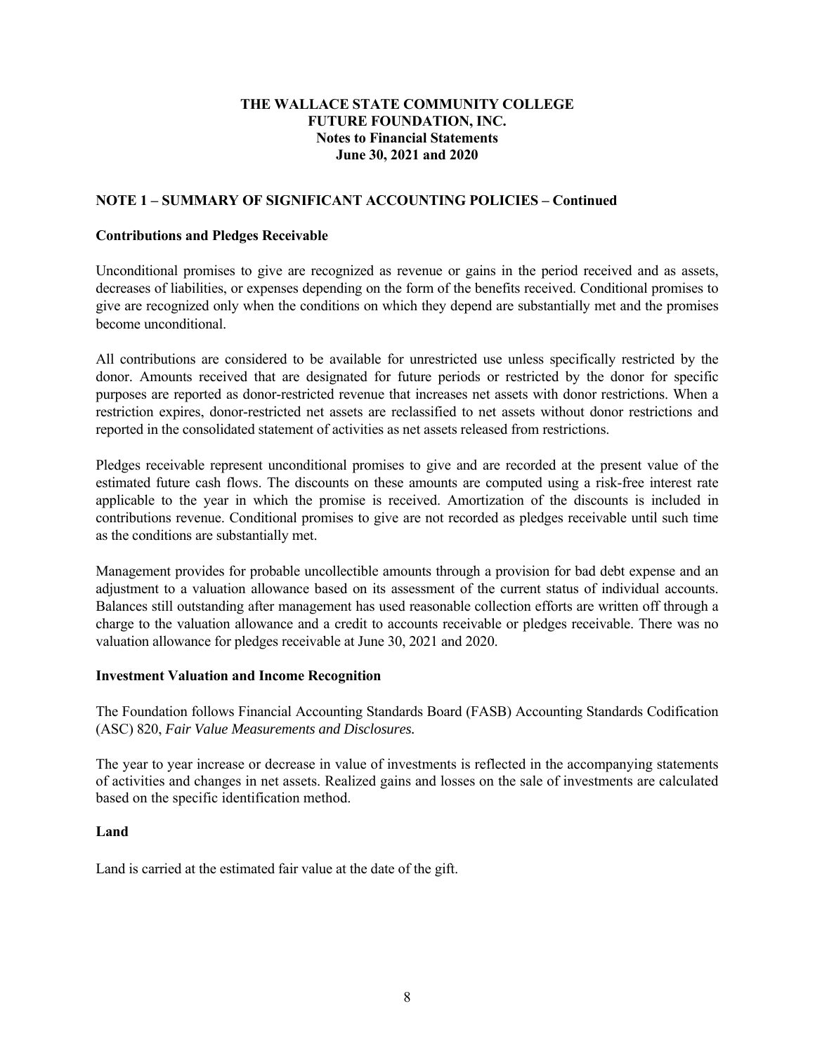**THE WALLACE STATE COMMUNITY COLLEGE FUTURE FOUNDATION, INC.**
**Notes to Financial Statements**
**June 30, 2021 and 2020**

## NOTE 1 – SUMMARY OF SIGNIFICANT ACCOUNTING POLICIES – Continued

### Contributions and Pledges Receivable

Unconditional promises to give are recognized as revenue or gains in the period received and as assets, decreases of liabilities, or expenses depending on the form of the benefits received. Conditional promises to give are recognized only when the conditions on which they depend are substantially met and the promises become unconditional.

All contributions are considered to be available for unrestricted use unless specifically restricted by the donor. Amounts received that are designated for future periods or restricted by the donor for specific purposes are reported as donor-restricted revenue that increases net assets with donor restrictions. When a restriction expires, donor-restricted net assets are reclassified to net assets without donor restrictions and reported in the consolidated statement of activities as net assets released from restrictions.

Pledges receivable represent unconditional promises to give and are recorded at the present value of the estimated future cash flows. The discounts on these amounts are computed using a risk-free interest rate applicable to the year in which the promise is received. Amortization of the discounts is included in contributions revenue. Conditional promises to give are not recorded as pledges receivable until such time as the conditions are substantially met.

Management provides for probable uncollectible amounts through a provision for bad debt expense and an adjustment to a valuation allowance based on its assessment of the current status of individual accounts. Balances still outstanding after management has used reasonable collection efforts are written off through a charge to the valuation allowance and a credit to accounts receivable or pledges receivable. There was no valuation allowance for pledges receivable at June 30, 2021 and 2020.

### Investment Valuation and Income Recognition

The Foundation follows Financial Accounting Standards Board (FASB) Accounting Standards Codification (ASC) 820, *Fair Value Measurements and Disclosures.*

The year to year increase or decrease in value of investments is reflected in the accompanying statements of activities and changes in net assets. Realized gains and losses on the sale of investments are calculated based on the specific identification method.

### Land

Land is carried at the estimated fair value at the date of the gift.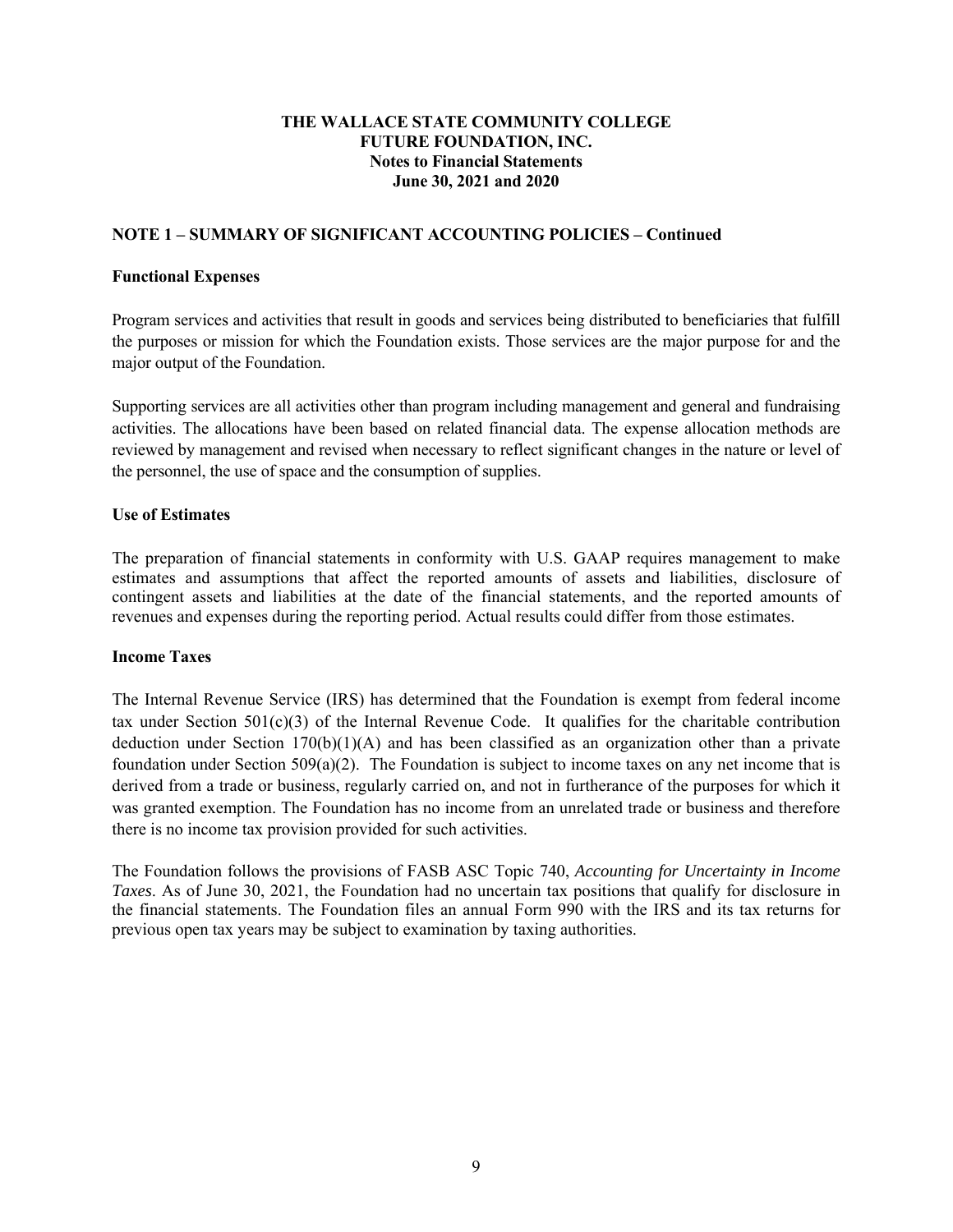**THE WALLACE STATE COMMUNITY COLLEGE**
**FUTURE FOUNDATION, INC.**
**Notes to Financial Statements**
**June 30, 2021 and 2020**

## NOTE 1 – SUMMARY OF SIGNIFICANT ACCOUNTING POLICIES – Continued

### Functional Expenses

Program services and activities that result in goods and services being distributed to beneficiaries that fulfill the purposes or mission for which the Foundation exists. Those services are the major purpose for and the major output of the Foundation.

Supporting services are all activities other than program including management and general and fundraising activities. The allocations have been based on related financial data. The expense allocation methods are reviewed by management and revised when necessary to reflect significant changes in the nature or level of the personnel, the use of space and the consumption of supplies.

### Use of Estimates

The preparation of financial statements in conformity with U.S. GAAP requires management to make estimates and assumptions that affect the reported amounts of assets and liabilities, disclosure of contingent assets and liabilities at the date of the financial statements, and the reported amounts of revenues and expenses during the reporting period. Actual results could differ from those estimates.

### Income Taxes

The Internal Revenue Service (IRS) has determined that the Foundation is exempt from federal income tax under Section 501(c)(3) of the Internal Revenue Code. It qualifies for the charitable contribution deduction under Section 170(b)(1)(A) and has been classified as an organization other than a private foundation under Section 509(a)(2). The Foundation is subject to income taxes on any net income that is derived from a trade or business, regularly carried on, and not in furtherance of the purposes for which it was granted exemption. The Foundation has no income from an unrelated trade or business and therefore there is no income tax provision provided for such activities.

The Foundation follows the provisions of FASB ASC Topic 740, *Accounting for Uncertainty in Income Taxes*. As of June 30, 2021, the Foundation had no uncertain tax positions that qualify for disclosure in the financial statements. The Foundation files an annual Form 990 with the IRS and its tax returns for previous open tax years may be subject to examination by taxing authorities.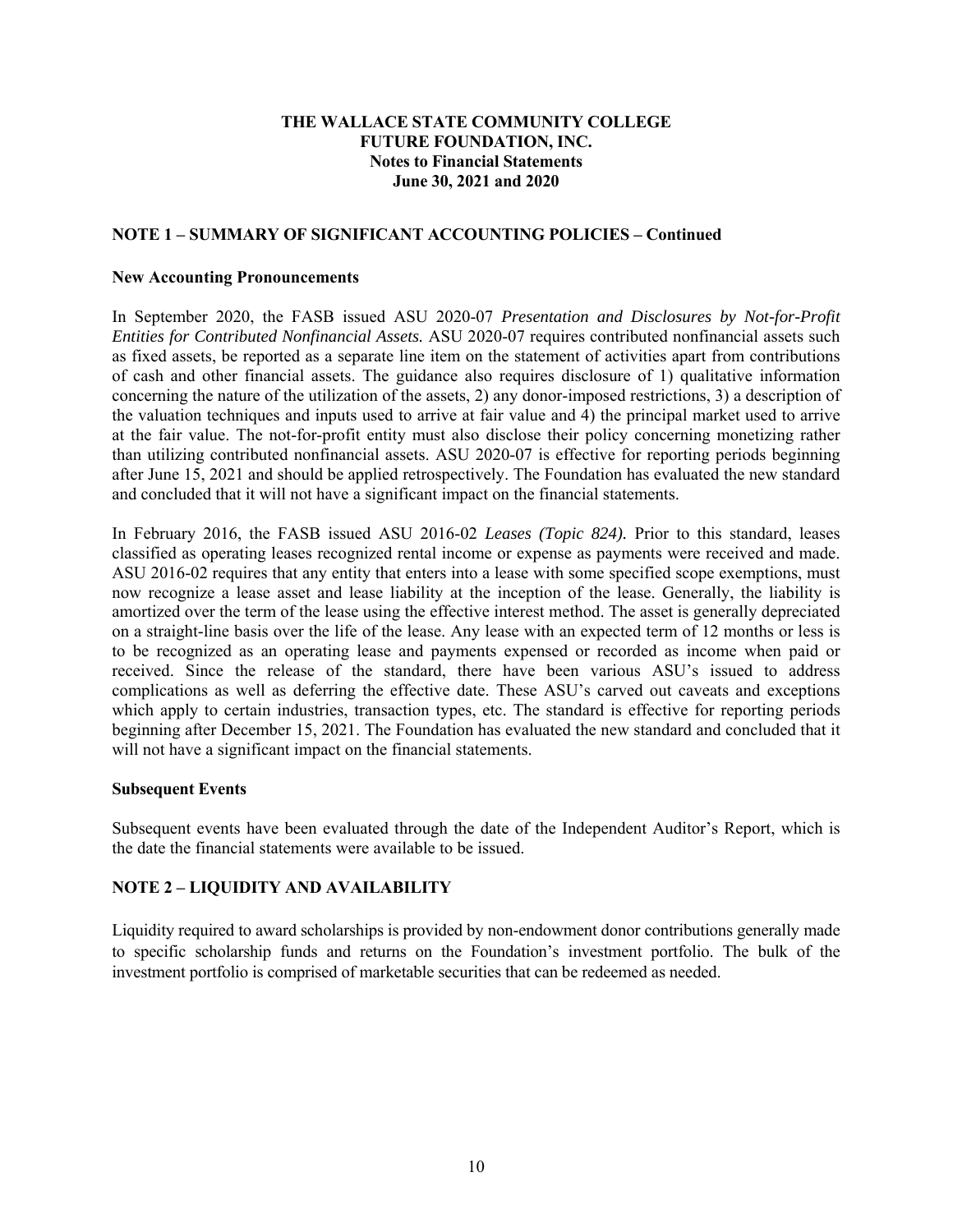# THE WALLACE STATE COMMUNITY COLLEGE FUTURE FOUNDATION, INC.
## Notes to Financial Statements
## June 30, 2021 and 2020

### NOTE 1 – SUMMARY OF SIGNIFICANT ACCOUNTING POLICIES – Continued

**New Accounting Pronouncements**

In September 2020, the FASB issued ASU 2020-07 *Presentation and Disclosures by Not-for-Profit Entities for Contributed Nonfinancial Assets.* ASU 2020-07 requires contributed nonfinancial assets such as fixed assets, be reported as a separate line item on the statement of activities apart from contributions of cash and other financial assets. The guidance also requires disclosure of 1) qualitative information concerning the nature of the utilization of the assets, 2) any donor-imposed restrictions, 3) a description of the valuation techniques and inputs used to arrive at fair value and 4) the principal market used to arrive at the fair value. The not-for-profit entity must also disclose their policy concerning monetizing rather than utilizing contributed nonfinancial assets. ASU 2020-07 is effective for reporting periods beginning after June 15, 2021 and should be applied retrospectively. The Foundation has evaluated the new standard and concluded that it will not have a significant impact on the financial statements.

In February 2016, the FASB issued ASU 2016-02 *Leases (Topic 824).* Prior to this standard, leases classified as operating leases recognized rental income or expense as payments were received and made. ASU 2016-02 requires that any entity that enters into a lease with some specified scope exemptions, must now recognize a lease asset and lease liability at the inception of the lease. Generally, the liability is amortized over the term of the lease using the effective interest method. The asset is generally depreciated on a straight-line basis over the life of the lease. Any lease with an expected term of 12 months or less is to be recognized as an operating lease and payments expensed or recorded as income when paid or received. Since the release of the standard, there have been various ASU's issued to address complications as well as deferring the effective date. These ASU's carved out caveats and exceptions which apply to certain industries, transaction types, etc. The standard is effective for reporting periods beginning after December 15, 2021. The Foundation has evaluated the new standard and concluded that it will not have a significant impact on the financial statements.

**Subsequent Events**

Subsequent events have been evaluated through the date of the Independent Auditor's Report, which is the date the financial statements were available to be issued.

### NOTE 2 – LIQUIDITY AND AVAILABILITY

Liquidity required to award scholarships is provided by non-endowment donor contributions generally made to specific scholarship funds and returns on the Foundation's investment portfolio. The bulk of the investment portfolio is comprised of marketable securities that can be redeemed as needed.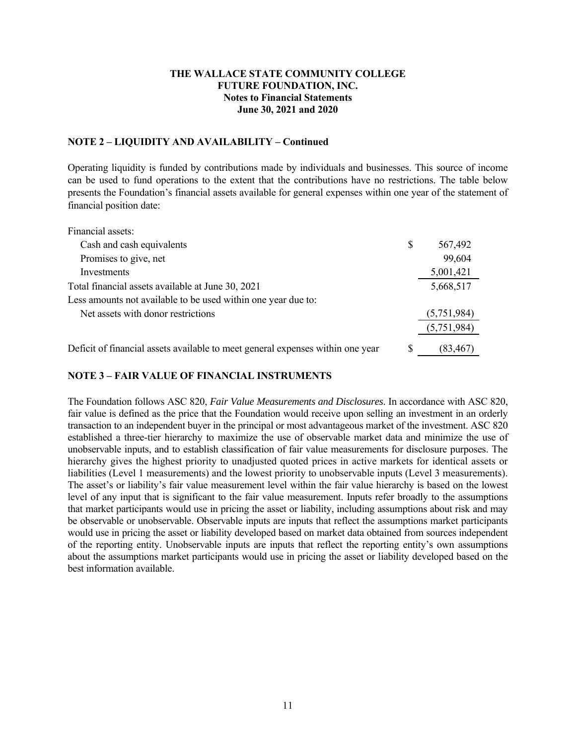## NOTE 2 – LIQUIDITY AND AVAILABILITY – Continued

Operating liquidity is funded by contributions made by individuals and businesses. This source of income can be used to fund operations to the extent that the contributions have no restrictions. The table below presents the Foundation's financial assets available for general expenses within one year of the statement of financial position date:

| | |
|---|---|
| Financial assets: | |
| Cash and cash equivalents | $ 567,492 |
| Promises to give, net | 99,604 |
| Investments | 5,001,421 |
| Total financial assets available at June 30, 2021 | 5,668,517 |
| Less amounts not available to be used within one year due to: | |
| Net assets with donor restrictions | (5,751,984) |
| | (5,751,984) |
| Deficit of financial assets available to meet general expenses within one year | $ (83,467) |

## NOTE 3 – FAIR VALUE OF FINANCIAL INSTRUMENTS

The Foundation follows ASC 820, *Fair Value Measurements and Disclosures*. In accordance with ASC 820, fair value is defined as the price that the Foundation would receive upon selling an investment in an orderly transaction to an independent buyer in the principal or most advantageous market of the investment. ASC 820 established a three-tier hierarchy to maximize the use of observable market data and minimize the use of unobservable inputs, and to establish classification of fair value measurements for disclosure purposes. The hierarchy gives the highest priority to unadjusted quoted prices in active markets for identical assets or liabilities (Level 1 measurements) and the lowest priority to unobservable inputs (Level 3 measurements). The asset's or liability's fair value measurement level within the fair value hierarchy is based on the lowest level of any input that is significant to the fair value measurement. Inputs refer broadly to the assumptions that market participants would use in pricing the asset or liability, including assumptions about risk and may be observable or unobservable. Observable inputs are inputs that reflect the assumptions market participants would use in pricing the asset or liability developed based on market data obtained from sources independent of the reporting entity. Unobservable inputs are inputs that reflect the reporting entity's own assumptions about the assumptions market participants would use in pricing the asset or liability developed based on the best information available.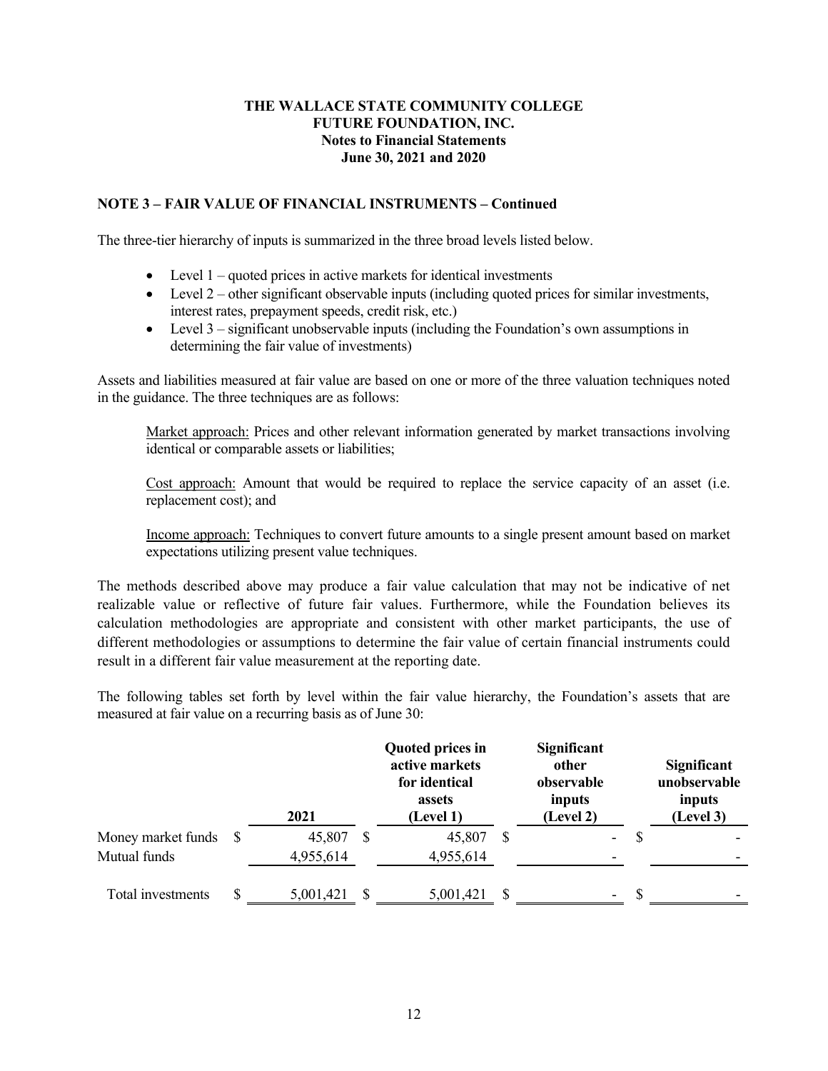**THE WALLACE STATE COMMUNITY COLLEGE**
**FUTURE FOUNDATION, INC.**
**Notes to Financial Statements**
**June 30, 2021 and 2020**

## NOTE 3 – FAIR VALUE OF FINANCIAL INSTRUMENTS – Continued

The three-tier hierarchy of inputs is summarized in the three broad levels listed below.

- Level 1 – quoted prices in active markets for identical investments
- Level 2 – other significant observable inputs (including quoted prices for similar investments, interest rates, prepayment speeds, credit risk, etc.)
- Level 3 – significant unobservable inputs (including the Foundation's own assumptions in determining the fair value of investments)

Assets and liabilities measured at fair value are based on one or more of the three valuation techniques noted in the guidance. The three techniques are as follows:

Market approach: Prices and other relevant information generated by market transactions involving identical or comparable assets or liabilities;

Cost approach: Amount that would be required to replace the service capacity of an asset (i.e. replacement cost); and

Income approach: Techniques to convert future amounts to a single present amount based on market expectations utilizing present value techniques.

The methods described above may produce a fair value calculation that may not be indicative of net realizable value or reflective of future fair values. Furthermore, while the Foundation believes its calculation methodologies are appropriate and consistent with other market participants, the use of different methodologies or assumptions to determine the fair value of certain financial instruments could result in a different fair value measurement at the reporting date.

The following tables set forth by level within the fair value hierarchy, the Foundation's assets that are measured at fair value on a recurring basis as of June 30:

| | 2021 | Quoted prices in active markets for identical assets (Level 1) | Significant other observable inputs (Level 2) | Significant unobservable inputs (Level 3) |
|---|---|---|---|---|
| Money market funds | $ 45,807 | $ 45,807 | $ - | $ - |
| Mutual funds | 4,955,614 | 4,955,614 | - | - |
| Total investments | $ 5,001,421 | $ 5,001,421 | $ - | $ - |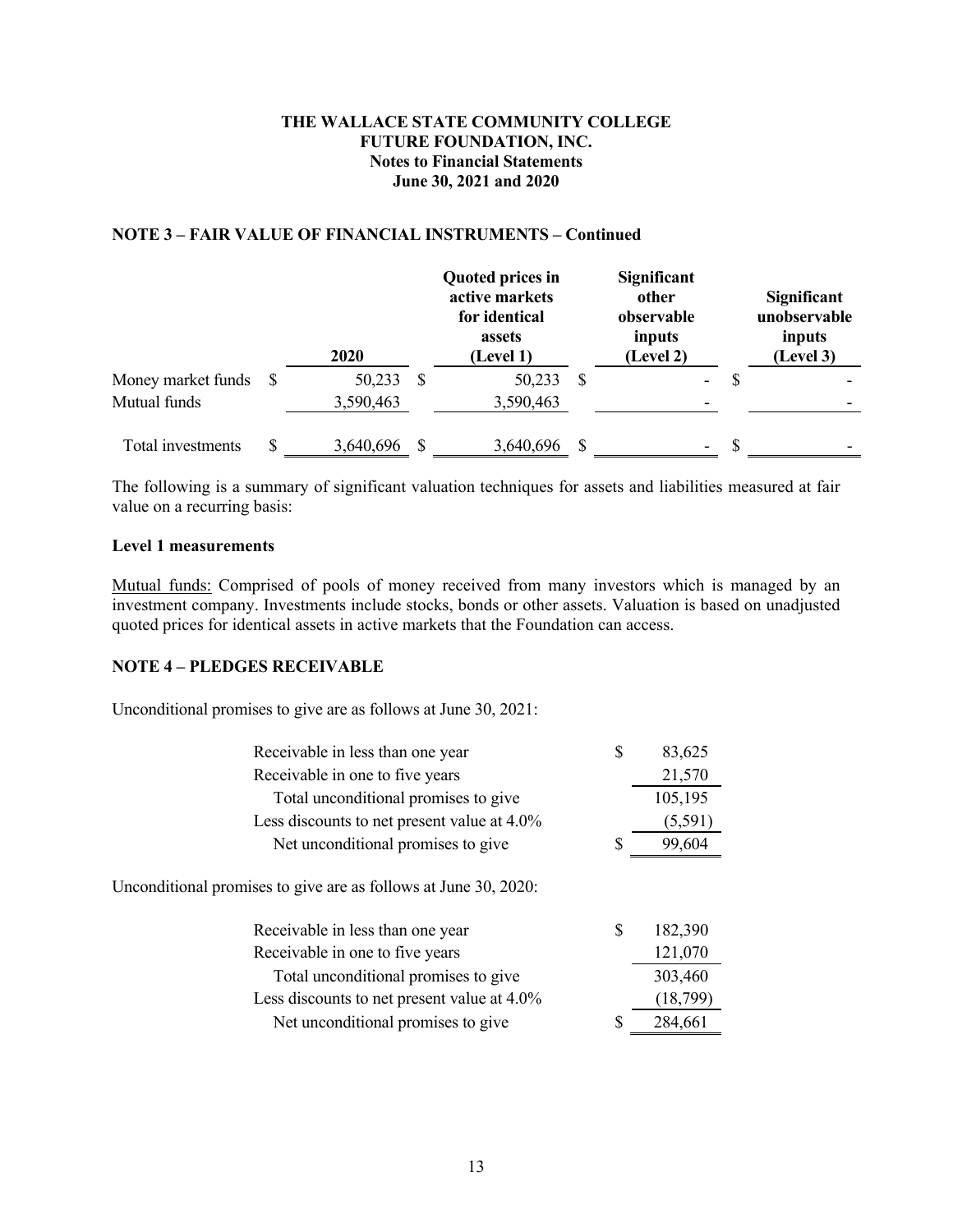# THE WALLACE STATE COMMUNITY COLLEGE FUTURE FOUNDATION, INC.

## Notes to Financial Statements

## June 30, 2021 and 2020

### NOTE 3 – FAIR VALUE OF FINANCIAL INSTRUMENTS – Continued

| | 2020 | Quoted prices in active markets for identical assets (Level 1) | Significant other observable inputs (Level 2) | Significant unobservable inputs (Level 3) |
|---|---|---|---|---|
| Money market funds | $ 50,233 | $ 50,233 | $ - | $ - |
| Mutual funds | 3,590,463 | 3,590,463 | - | - |
| Total investments | $ 3,640,696 | $ 3,640,696 | $ - | $ - |

The following is a summary of significant valuation techniques for assets and liabilities measured at fair value on a recurring basis:

**Level 1 measurements**

Mutual funds: Comprised of pools of money received from many investors which is managed by an investment company. Investments include stocks, bonds or other assets. Valuation is based on unadjusted quoted prices for identical assets in active markets that the Foundation can access.

### NOTE 4 – PLEDGES RECEIVABLE

Unconditional promises to give are as follows at June 30, 2021:

| | |
|---|---|
| Receivable in less than one year | $ 83,625 |
| Receivable in one to five years | 21,570 |
| Total unconditional promises to give | 105,195 |
| Less discounts to net present value at 4.0% | (5,591) |
| Net unconditional promises to give | $ 99,604 |

Unconditional promises to give are as follows at June 30, 2020:

| | |
|---|---|
| Receivable in less than one year | $ 182,390 |
| Receivable in one to five years | 121,070 |
| Total unconditional promises to give | 303,460 |
| Less discounts to net present value at 4.0% | (18,799) |
| Net unconditional promises to give | $ 284,661 |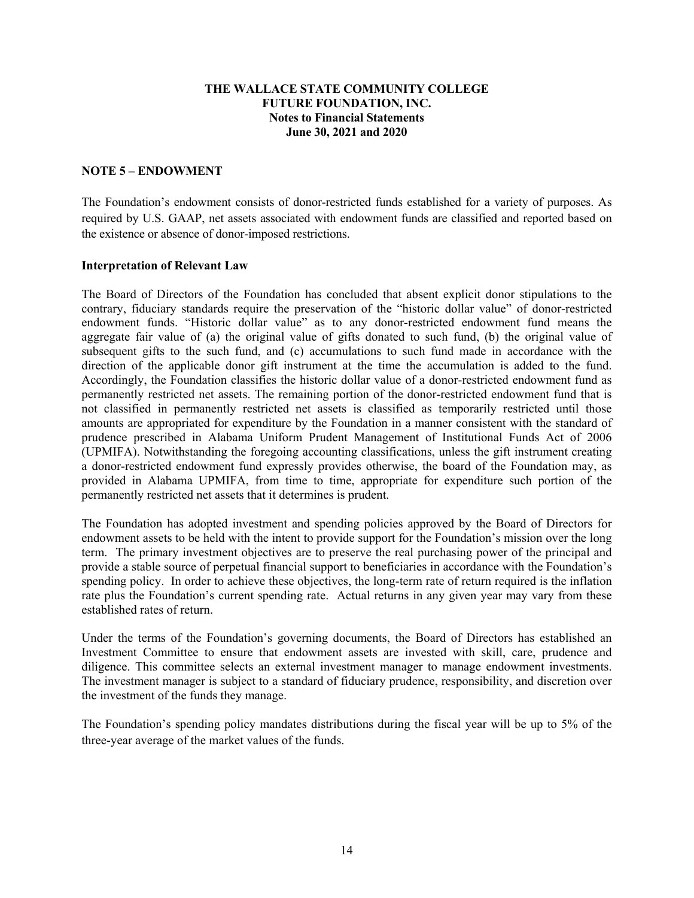# THE WALLACE STATE COMMUNITY COLLEGE FUTURE FOUNDATION, INC.

## Notes to Financial Statements

## June 30, 2021 and 2020

### NOTE 5 – ENDOWMENT

The Foundation's endowment consists of donor-restricted funds established for a variety of purposes. As required by U.S. GAAP, net assets associated with endowment funds are classified and reported based on the existence or absence of donor-imposed restrictions.

**Interpretation of Relevant Law**

The Board of Directors of the Foundation has concluded that absent explicit donor stipulations to the contrary, fiduciary standards require the preservation of the "historic dollar value" of donor-restricted endowment funds. "Historic dollar value" as to any donor-restricted endowment fund means the aggregate fair value of (a) the original value of gifts donated to such fund, (b) the original value of subsequent gifts to the such fund, and (c) accumulations to such fund made in accordance with the direction of the applicable donor gift instrument at the time the accumulation is added to the fund. Accordingly, the Foundation classifies the historic dollar value of a donor-restricted endowment fund as permanently restricted net assets. The remaining portion of the donor-restricted endowment fund that is not classified in permanently restricted net assets is classified as temporarily restricted until those amounts are appropriated for expenditure by the Foundation in a manner consistent with the standard of prudence prescribed in Alabama Uniform Prudent Management of Institutional Funds Act of 2006 (UPMIFA). Notwithstanding the foregoing accounting classifications, unless the gift instrument creating a donor-restricted endowment fund expressly provides otherwise, the board of the Foundation may, as provided in Alabama UPMIFA, from time to time, appropriate for expenditure such portion of the permanently restricted net assets that it determines is prudent.

The Foundation has adopted investment and spending policies approved by the Board of Directors for endowment assets to be held with the intent to provide support for the Foundation's mission over the long term. The primary investment objectives are to preserve the real purchasing power of the principal and provide a stable source of perpetual financial support to beneficiaries in accordance with the Foundation's spending policy. In order to achieve these objectives, the long-term rate of return required is the inflation rate plus the Foundation's current spending rate. Actual returns in any given year may vary from these established rates of return.

Under the terms of the Foundation's governing documents, the Board of Directors has established an Investment Committee to ensure that endowment assets are invested with skill, care, prudence and diligence. This committee selects an external investment manager to manage endowment investments. The investment manager is subject to a standard of fiduciary prudence, responsibility, and discretion over the investment of the funds they manage.

The Foundation's spending policy mandates distributions during the fiscal year will be up to 5% of the three-year average of the market values of the funds.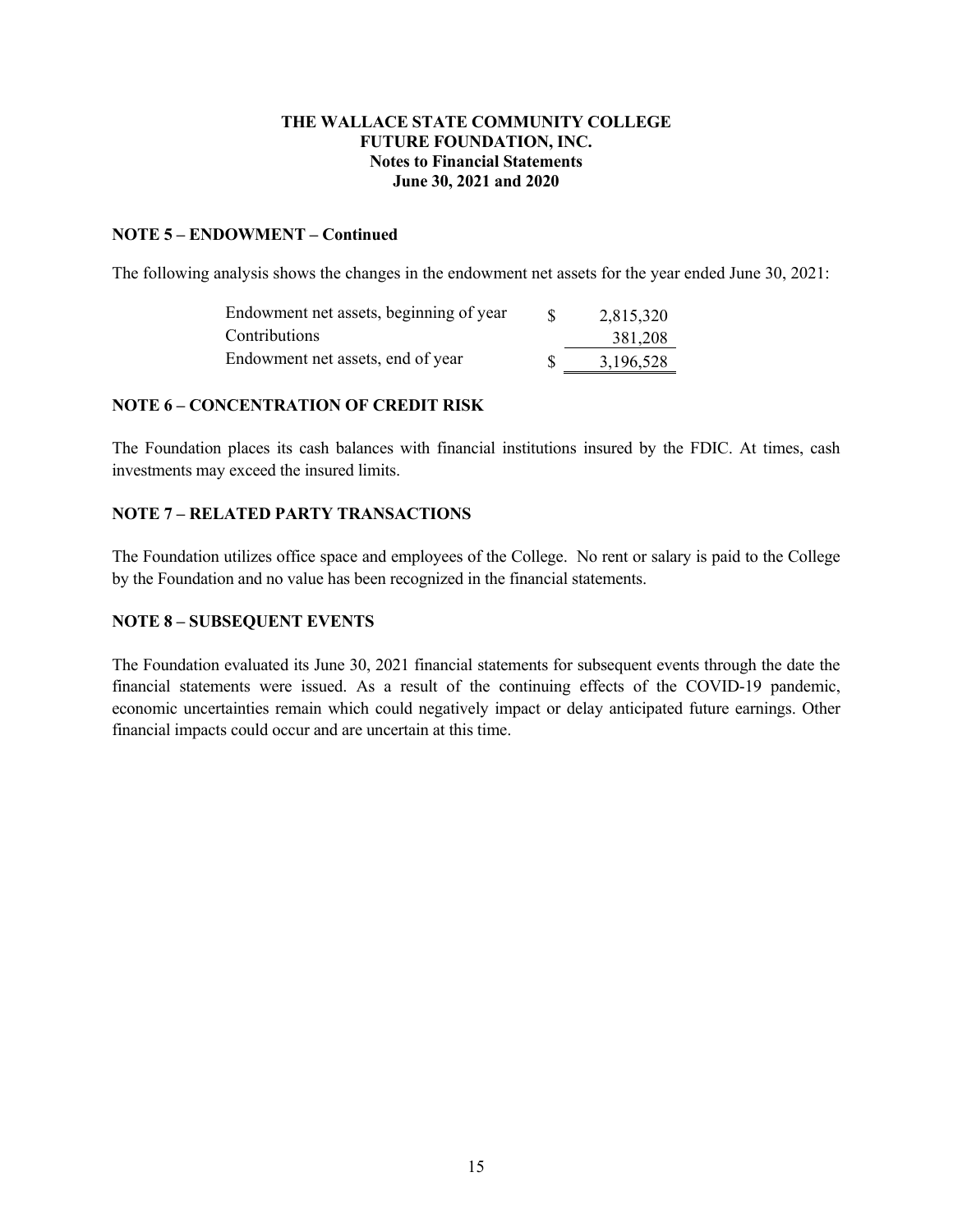**THE WALLACE STATE COMMUNITY COLLEGE**
**FUTURE FOUNDATION, INC.**
**Notes to Financial Statements**
**June 30, 2021 and 2020**

## NOTE 5 – ENDOWMENT – Continued

The following analysis shows the changes in the endowment net assets for the year ended June 30, 2021:

| | | |
|---|---|---|
| Endowment net assets, beginning of year | $ | 2,815,320 |
| Contributions | | 381,208 |
| Endowment net assets, end of year | $ | 3,196,528 |

## NOTE 6 – CONCENTRATION OF CREDIT RISK

The Foundation places its cash balances with financial institutions insured by the FDIC. At times, cash investments may exceed the insured limits.

## NOTE 7 – RELATED PARTY TRANSACTIONS

The Foundation utilizes office space and employees of the College. No rent or salary is paid to the College by the Foundation and no value has been recognized in the financial statements.

## NOTE 8 – SUBSEQUENT EVENTS

The Foundation evaluated its June 30, 2021 financial statements for subsequent events through the date the financial statements were issued. As a result of the continuing effects of the COVID-19 pandemic, economic uncertainties remain which could negatively impact or delay anticipated future earnings. Other financial impacts could occur and are uncertain at this time.